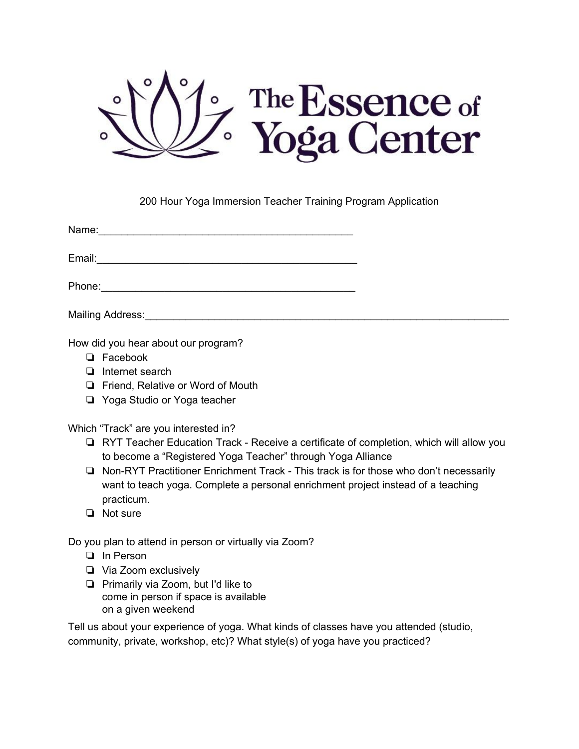# The Essence of Yoga Center

200 Hour Yoga Immersion Teacher Training Program Application

Name:_____________________________________________

Email:______________________________________________

Phone:_____________________________________________

Mailing Address:______________________________________________________________

How did you hear about our program?

- ❏ Facebook
- ❏ Internet search
- ❏ Friend, Relative or Word of Mouth
- ❏ Yoga Studio or Yoga teacher

Which "Track" are you interested in?

- ❏ RYT Teacher Education Track - Receive a certificate of completion, which will allow you to become a "Registered Yoga Teacher" through Yoga Alliance
- ❏ Non-RYT Practitioner Enrichment Track - This track is for those who don't necessarily want to teach yoga. Complete a personal enrichment project instead of a teaching practicum.
- ❏ Not sure

Do you plan to attend in person or virtually via Zoom?

- ❏ In Person
- ❏ Via Zoom exclusively
- ❏ Primarily via Zoom, but I'd like to come in person if space is available on a given weekend

Tell us about your experience of yoga. What kinds of classes have you attended (studio, community, private, workshop, etc)? What style(s) of yoga have you practiced?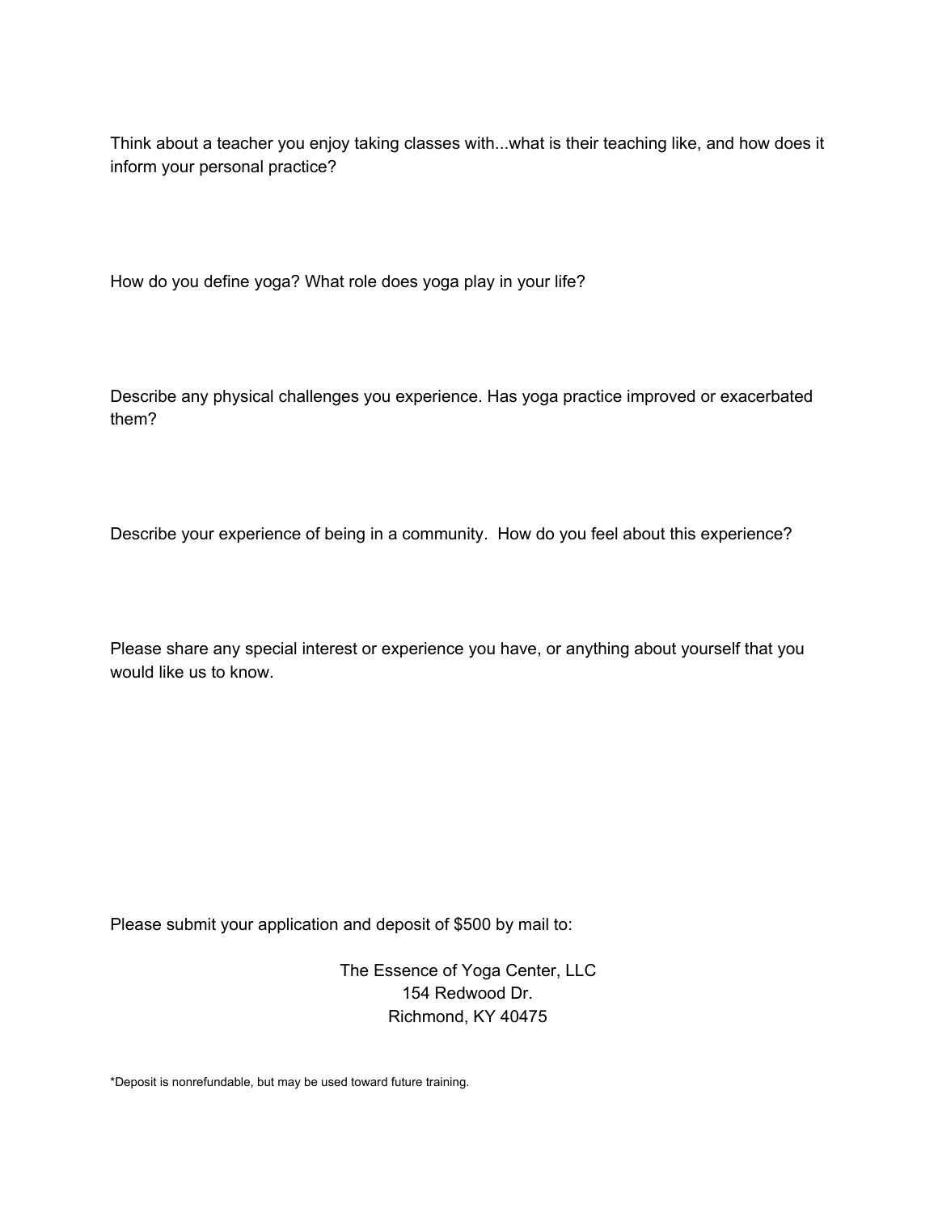Think about a teacher you enjoy taking classes with...what is their teaching like, and how does it inform your personal practice?

How do you define yoga? What role does yoga play in your life?

Describe any physical challenges you experience. Has yoga practice improved or exacerbated them?

Describe your experience of being in a community.  How do you feel about this experience?

Please share any special interest or experience you have, or anything about yourself that you would like us to know.

Please submit your application and deposit of $500 by mail to:

The Essence of Yoga Center, LLC  
154 Redwood Dr.  
Richmond, KY 40475

*Deposit is nonrefundable, but may be used toward future training.